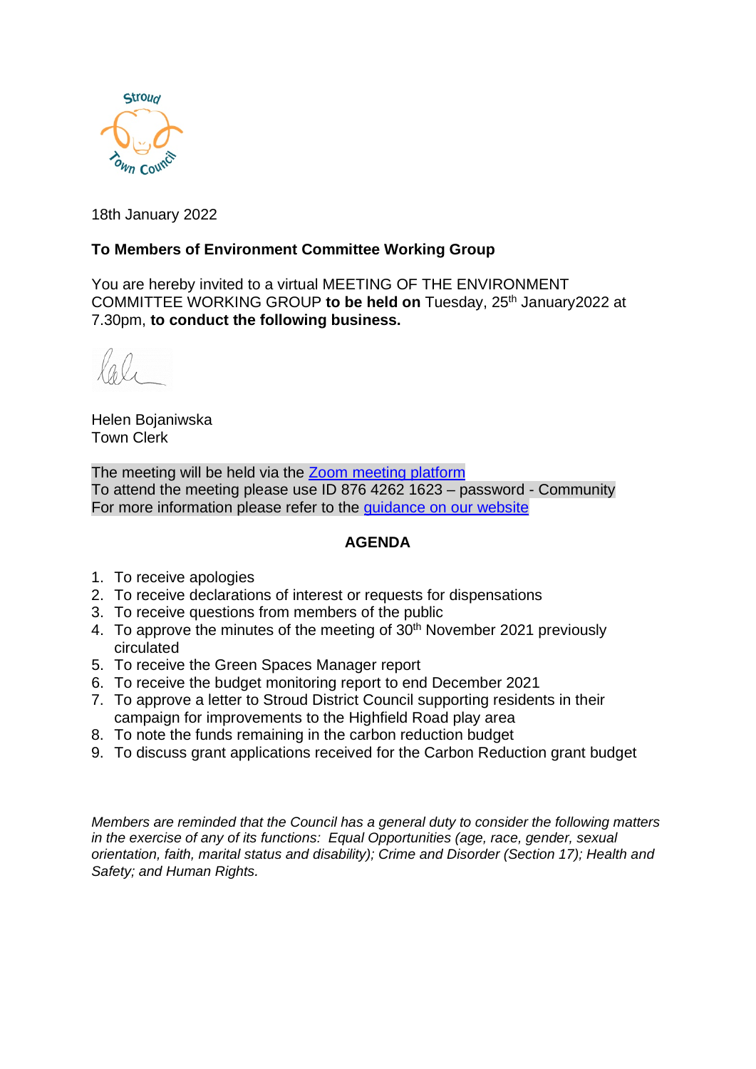18th January 2022

**To Members of Environment Committee Working Group**

You are hereby invited to a virtual MEETING OF THE ENVIRONMENT COMMITTEE WORKING GROUP **to be held on** Tuesday, 25th January2022 at 7.30pm, **to conduct the following business.**

Helen Bojaniwska
Town Clerk

The meeting will be held via the [Zoom meeting platform]
To attend the meeting please use ID 876 4262 1623 – password - Community
For more information please refer to the [guidance on our website]

## AGENDA

1. To receive apologies
2. To receive declarations of interest or requests for dispensations
3. To receive questions from members of the public
4. To approve the minutes of the meeting of 30th November 2021 previously circulated
5. To receive the Green Spaces Manager report
6. To receive the budget monitoring report to end December 2021
7. To approve a letter to Stroud District Council supporting residents in their campaign for improvements to the Highfield Road play area
8. To note the funds remaining in the carbon reduction budget
9. To discuss grant applications received for the Carbon Reduction grant budget

*Members are reminded that the Council has a general duty to consider the following matters in the exercise of any of its functions: Equal Opportunities (age, race, gender, sexual orientation, faith, marital status and disability); Crime and Disorder (Section 17); Health and Safety; and Human Rights.*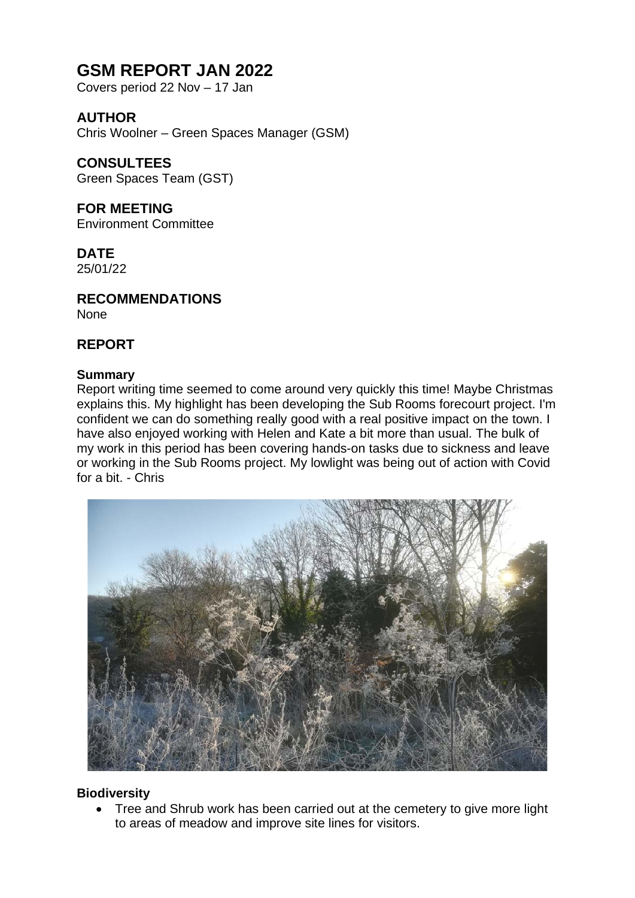# GSM REPORT JAN 2022

Covers period 22 Nov – 17 Jan

## AUTHOR

Chris Woolner – Green Spaces Manager (GSM)

## CONSULTEES

Green Spaces Team (GST)

## FOR MEETING

Environment Committee

## DATE

25/01/22

## RECOMMENDATIONS

None

## REPORT

### Summary

Report writing time seemed to come around very quickly this time! Maybe Christmas explains this. My highlight has been developing the Sub Rooms forecourt project. I'm confident we can do something really good with a real positive impact on the town. I have also enjoyed working with Helen and Kate a bit more than usual. The bulk of my work in this period has been covering hands-on tasks due to sickness and leave or working in the Sub Rooms project. My lowlight was being out of action with Covid for a bit. - Chris

### Biodiversity

- Tree and Shrub work has been carried out at the cemetery to give more light to areas of meadow and improve site lines for visitors.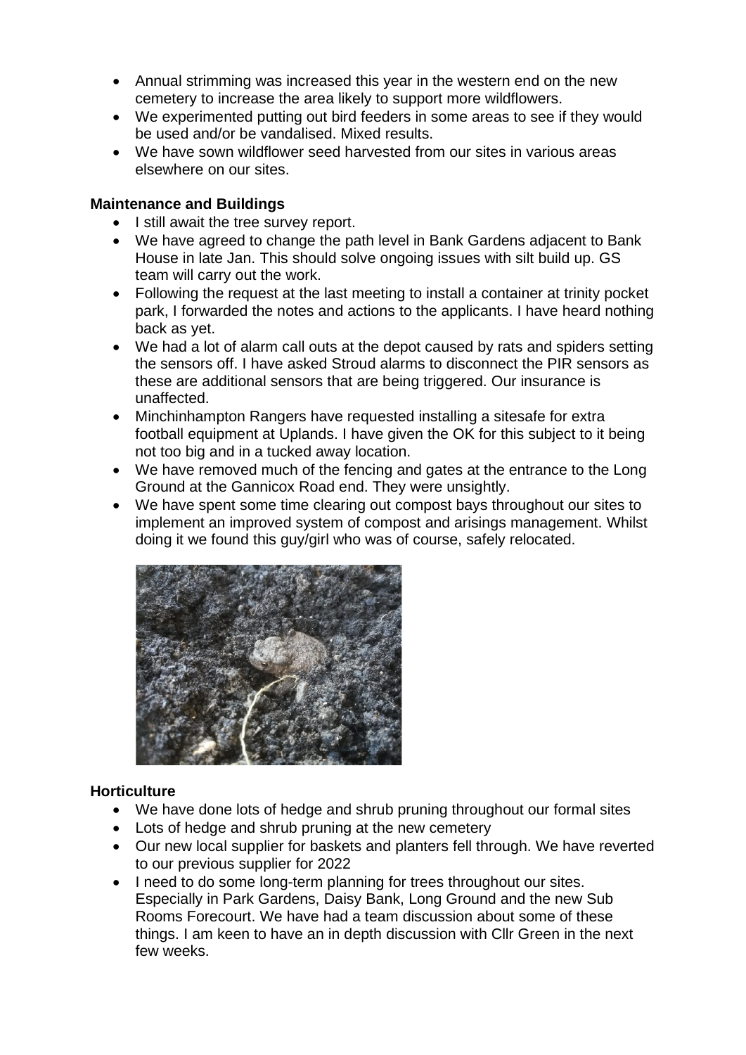- Annual strimming was increased this year in the western end on the new cemetery to increase the area likely to support more wildflowers.
- We experimented putting out bird feeders in some areas to see if they would be used and/or be vandalised. Mixed results.
- We have sown wildflower seed harvested from our sites in various areas elsewhere on our sites.

**Maintenance and Buildings**

- I still await the tree survey report.
- We have agreed to change the path level in Bank Gardens adjacent to Bank House in late Jan. This should solve ongoing issues with silt build up. GS team will carry out the work.
- Following the request at the last meeting to install a container at trinity pocket park, I forwarded the notes and actions to the applicants. I have heard nothing back as yet.
- We had a lot of alarm call outs at the depot caused by rats and spiders setting the sensors off. I have asked Stroud alarms to disconnect the PIR sensors as these are additional sensors that are being triggered. Our insurance is unaffected.
- Minchinhampton Rangers have requested installing a sitesafe for extra football equipment at Uplands. I have given the OK for this subject to it being not too big and in a tucked away location.
- We have removed much of the fencing and gates at the entrance to the Long Ground at the Gannicox Road end. They were unsightly.
- We have spent some time clearing out compost bays throughout our sites to implement an improved system of compost and arisings management. Whilst doing it we found this guy/girl who was of course, safely relocated.

**Horticulture**

- We have done lots of hedge and shrub pruning throughout our formal sites
- Lots of hedge and shrub pruning at the new cemetery
- Our new local supplier for baskets and planters fell through. We have reverted to our previous supplier for 2022
- I need to do some long-term planning for trees throughout our sites. Especially in Park Gardens, Daisy Bank, Long Ground and the new Sub Rooms Forecourt. We have had a team discussion about some of these things. I am keen to have an in depth discussion with Cllr Green in the next few weeks.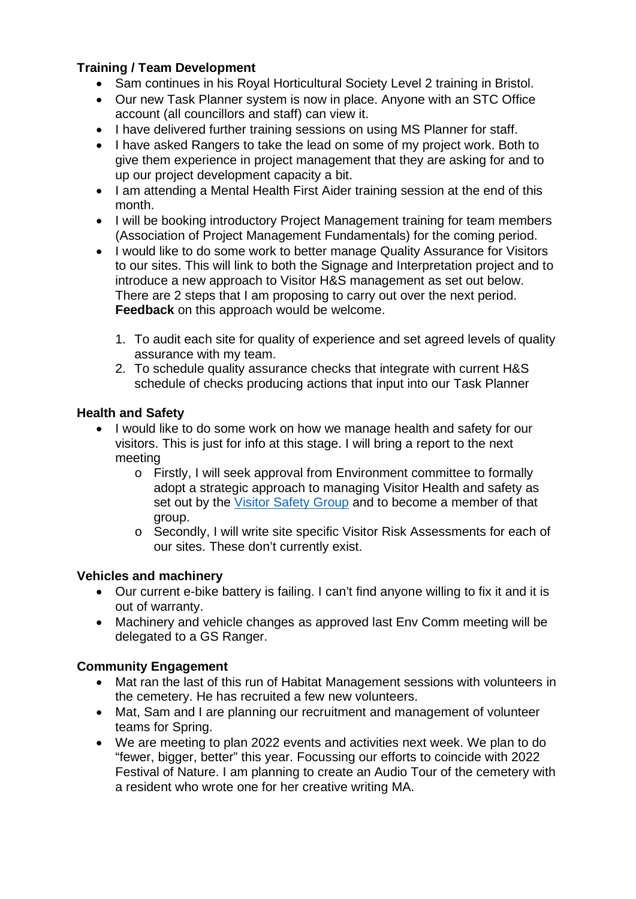**Training / Team Development**

- Sam continues in his Royal Horticultural Society Level 2 training in Bristol.
- Our new Task Planner system is now in place. Anyone with an STC Office account (all councillors and staff) can view it.
- I have delivered further training sessions on using MS Planner for staff.
- I have asked Rangers to take the lead on some of my project work. Both to give them experience in project management that they are asking for and to up our project development capacity a bit.
- I am attending a Mental Health First Aider training session at the end of this month.
- I will be booking introductory Project Management training for team members (Association of Project Management Fundamentals) for the coming period.
- I would like to do some work to better manage Quality Assurance for Visitors to our sites. This will link to both the Signage and Interpretation project and to introduce a new approach to Visitor H&S management as set out below. There are 2 steps that I am proposing to carry out over the next period. **Feedback** on this approach would be welcome.

  1. To audit each site for quality of experience and set agreed levels of quality assurance with my team.
  2. To schedule quality assurance checks that integrate with current H&S schedule of checks producing actions that input into our Task Planner

**Health and Safety**

- I would like to do some work on how we manage health and safety for our visitors. This is just for info at this stage. I will bring a report to the next meeting
  - Firstly, I will seek approval from Environment committee to formally adopt a strategic approach to managing Visitor Health and safety as set out by the Visitor Safety Group and to become a member of that group.
  - Secondly, I will write site specific Visitor Risk Assessments for each of our sites. These don't currently exist.

**Vehicles and machinery**

- Our current e-bike battery is failing. I can't find anyone willing to fix it and it is out of warranty.
- Machinery and vehicle changes as approved last Env Comm meeting will be delegated to a GS Ranger.

**Community Engagement**

- Mat ran the last of this run of Habitat Management sessions with volunteers in the cemetery. He has recruited a few new volunteers.
- Mat, Sam and I are planning our recruitment and management of volunteer teams for Spring.
- We are meeting to plan 2022 events and activities next week. We plan to do "fewer, bigger, better" this year. Focussing our efforts to coincide with 2022 Festival of Nature. I am planning to create an Audio Tour of the cemetery with a resident who wrote one for her creative writing MA.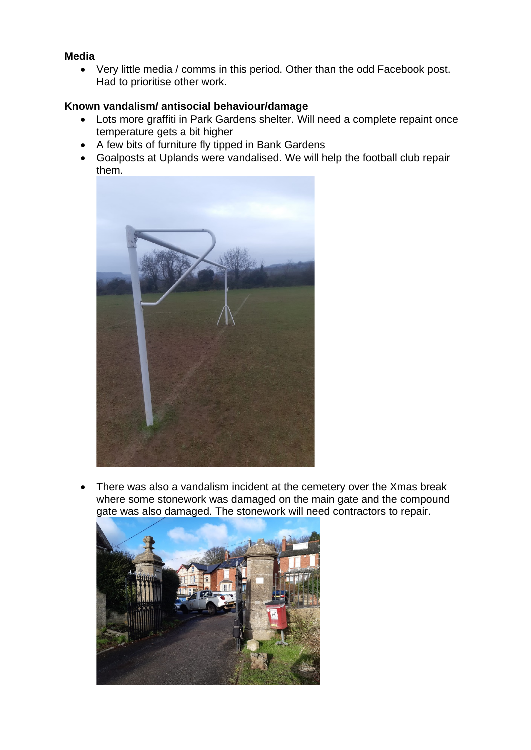**Media**

- Very little media / comms in this period. Other than the odd Facebook post. Had to prioritise other work.

**Known vandalism/ antisocial behaviour/damage**

- Lots more graffiti in Park Gardens shelter. Will need a complete repaint once temperature gets a bit higher
- A few bits of furniture fly tipped in Bank Gardens
- Goalposts at Uplands were vandalised. We will help the football club repair them.
- There was also a vandalism incident at the cemetery over the Xmas break where some stonework was damaged on the main gate and the compound gate was also damaged. The stonework will need contractors to repair.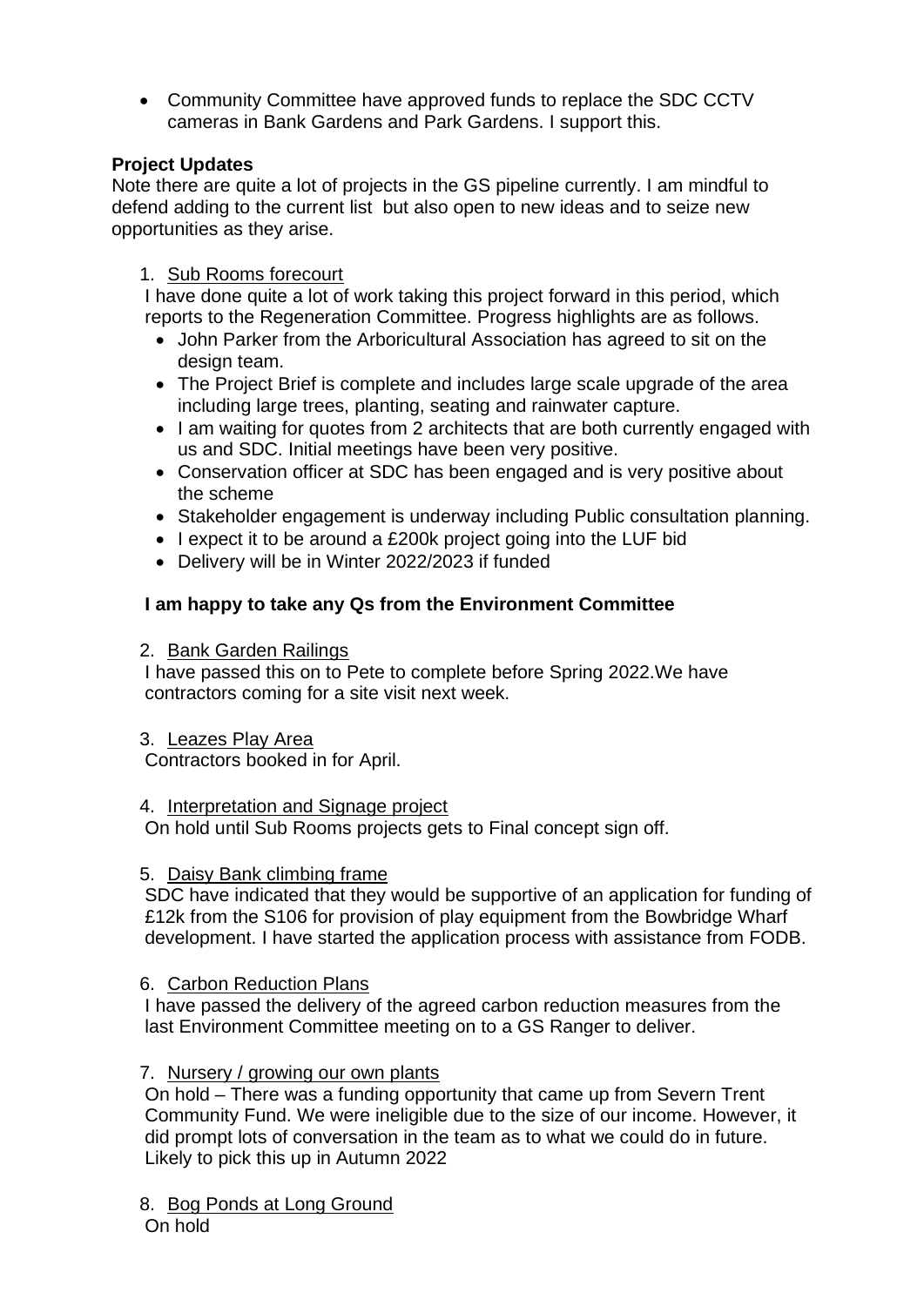- Community Committee have approved funds to replace the SDC CCTV cameras in Bank Gardens and Park Gardens. I support this.

**Project Updates**

Note there are quite a lot of projects in the GS pipeline currently. I am mindful to defend adding to the current list but also open to new ideas and to seize new opportunities as they arise.

1. Sub Rooms forecourt

   I have done quite a lot of work taking this project forward in this period, which reports to the Regeneration Committee. Progress highlights are as follows.

   - John Parker from the Arboricultural Association has agreed to sit on the design team.
   - The Project Brief is complete and includes large scale upgrade of the area including large trees, planting, seating and rainwater capture.
   - I am waiting for quotes from 2 architects that are both currently engaged with us and SDC. Initial meetings have been very positive.
   - Conservation officer at SDC has been engaged and is very positive about the scheme
   - Stakeholder engagement is underway including Public consultation planning.
   - I expect it to be around a £200k project going into the LUF bid
   - Delivery will be in Winter 2022/2023 if funded

   **I am happy to take any Qs from the Environment Committee**

2. Bank Garden Railings

   I have passed this on to Pete to complete before Spring 2022.We have contractors coming for a site visit next week.

3. Leazes Play Area

   Contractors booked in for April.

4. Interpretation and Signage project

   On hold until Sub Rooms projects gets to Final concept sign off.

5. Daisy Bank climbing frame

   SDC have indicated that they would be supportive of an application for funding of £12k from the S106 for provision of play equipment from the Bowbridge Wharf development. I have started the application process with assistance from FODB.

6. Carbon Reduction Plans

   I have passed the delivery of the agreed carbon reduction measures from the last Environment Committee meeting on to a GS Ranger to deliver.

7. Nursery / growing our own plants

   On hold – There was a funding opportunity that came up from Severn Trent Community Fund. We were ineligible due to the size of our income. However, it did prompt lots of conversation in the team as to what we could do in future. Likely to pick this up in Autumn 2022

8. Bog Ponds at Long Ground

   On hold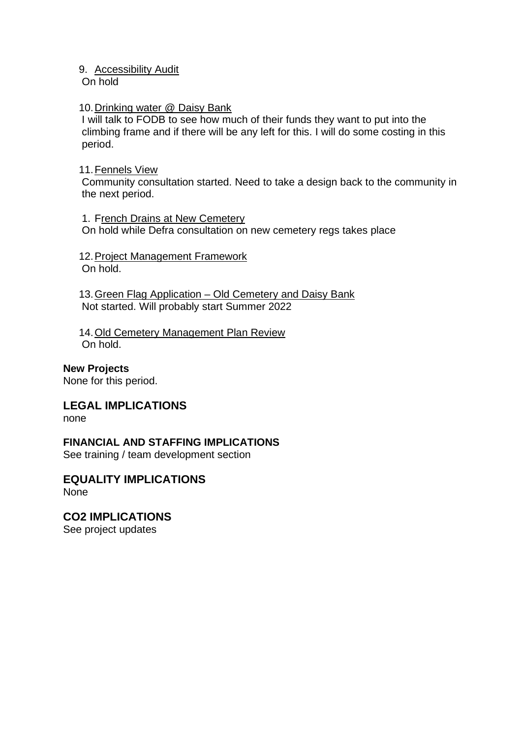9. Accessibility Audit
   On hold

10. Drinking water @ Daisy Bank
    I will talk to FODB to see how much of their funds they want to put into the climbing frame and if there will be any left for this. I will do some costing in this period.

11. Fennels View
    Community consultation started. Need to take a design back to the community in the next period.

1. French Drains at New Cemetery
   On hold while Defra consultation on new cemetery regs takes place

12. Project Management Framework
    On hold.

13. Green Flag Application – Old Cemetery and Daisy Bank
    Not started. Will probably start Summer 2022

14. Old Cemetery Management Plan Review
    On hold.

**New Projects**
None for this period.

## LEGAL IMPLICATIONS

none

**FINANCIAL AND STAFFING IMPLICATIONS**
See training / team development section

## EQUALITY IMPLICATIONS

None

## CO2 IMPLICATIONS

See project updates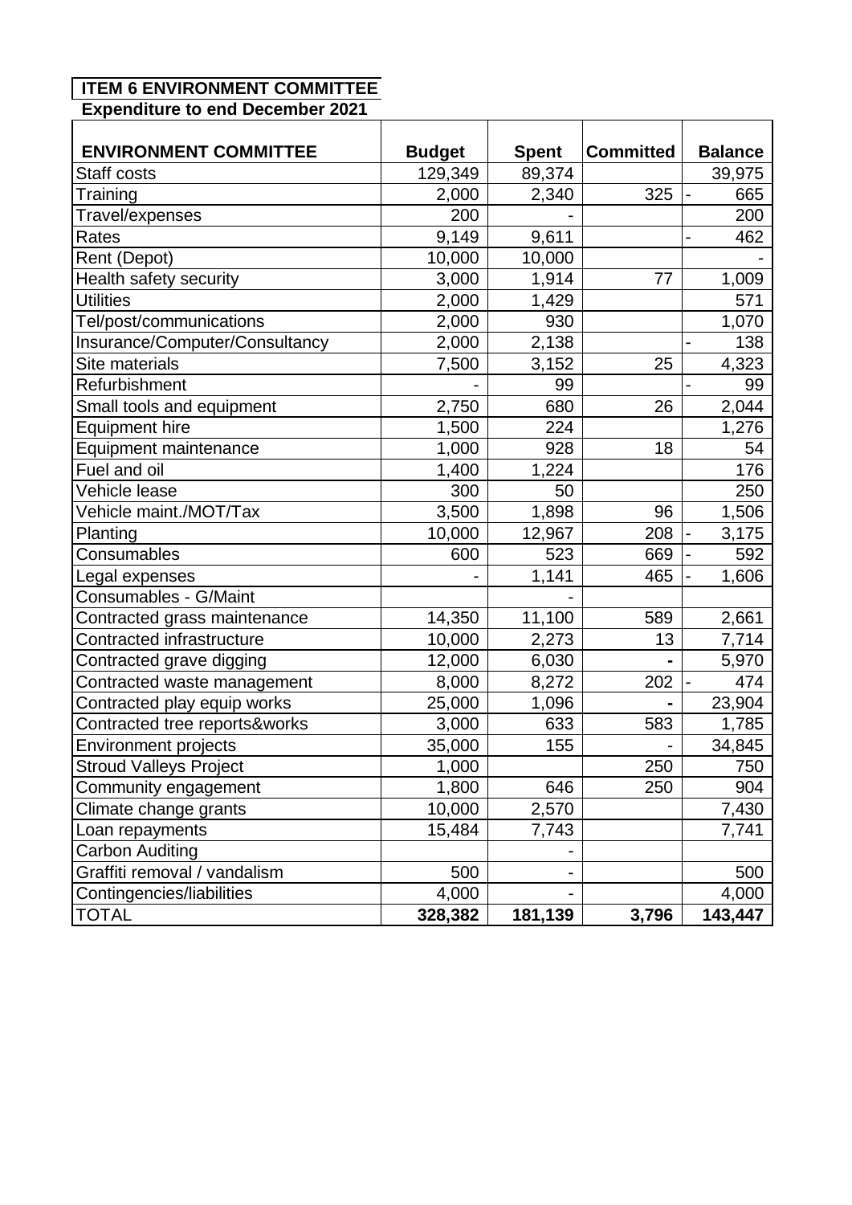**ITEM 6 ENVIRONMENT COMMITTEE**

**Expenditure to end December 2021**

| ENVIRONMENT COMMITTEE | Budget | Spent | Committed | Balance |
|---|---|---|---|---|
| Staff costs | 129,349 | 89,374 | | 39,975 |
| Training | 2,000 | 2,340 | 325 | - 665 |
| Travel/expenses | 200 | - | | 200 |
| Rates | 9,149 | 9,611 | | - 462 |
| Rent (Depot) | 10,000 | 10,000 | | - |
| Health safety security | 3,000 | 1,914 | 77 | 1,009 |
| Utilities | 2,000 | 1,429 | | 571 |
| Tel/post/communications | 2,000 | 930 | | 1,070 |
| Insurance/Computer/Consultancy | 2,000 | 2,138 | | - 138 |
| Site materials | 7,500 | 3,152 | 25 | 4,323 |
| Refurbishment | - | 99 | | - 99 |
| Small tools and equipment | 2,750 | 680 | 26 | 2,044 |
| Equipment hire | 1,500 | 224 | | 1,276 |
| Equipment maintenance | 1,000 | 928 | 18 | 54 |
| Fuel and oil | 1,400 | 1,224 | | 176 |
| Vehicle lease | 300 | 50 | | 250 |
| Vehicle maint./MOT/Tax | 3,500 | 1,898 | 96 | 1,506 |
| Planting | 10,000 | 12,967 | 208 | - 3,175 |
| Consumables | 600 | 523 | 669 | - 592 |
| Legal expenses | - | 1,141 | 465 | - 1,606 |
| Consumables - G/Maint | | - | | |
| Contracted grass maintenance | 14,350 | 11,100 | 589 | 2,661 |
| Contracted infrastructure | 10,000 | 2,273 | 13 | 7,714 |
| Contracted grave digging | 12,000 | 6,030 | - | 5,970 |
| Contracted waste management | 8,000 | 8,272 | 202 | - 474 |
| Contracted play equip works | 25,000 | 1,096 | - | 23,904 |
| Contracted tree reports&works | 3,000 | 633 | 583 | 1,785 |
| Environment projects | 35,000 | 155 | - | 34,845 |
| Stroud Valleys Project | 1,000 | | 250 | 750 |
| Community engagement | 1,800 | 646 | 250 | 904 |
| Climate change grants | 10,000 | 2,570 | | 7,430 |
| Loan repayments | 15,484 | 7,743 | | 7,741 |
| Carbon Auditing | | - | | |
| Graffiti removal / vandalism | 500 | - | | 500 |
| Contingencies/liabilities | 4,000 | - | | 4,000 |
| TOTAL | **328,382** | **181,139** | **3,796** | **143,447** |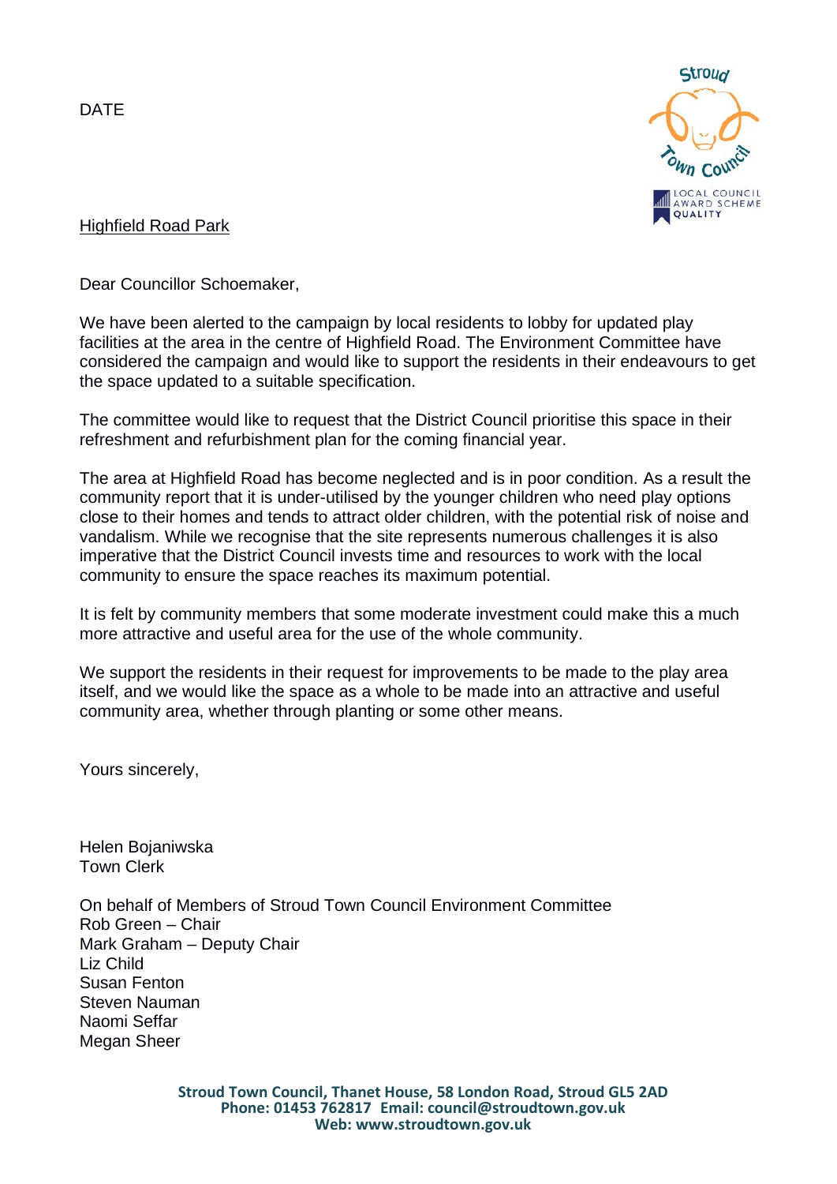DATE

Highfield Road Park

Dear Councillor Schoemaker,

We have been alerted to the campaign by local residents to lobby for updated play facilities at the area in the centre of Highfield Road. The Environment Committee have considered the campaign and would like to support the residents in their endeavours to get the space updated to a suitable specification.

The committee would like to request that the District Council prioritise this space in their refreshment and refurbishment plan for the coming financial year.

The area at Highfield Road has become neglected and is in poor condition. As a result the community report that it is under-utilised by the younger children who need play options close to their homes and tends to attract older children, with the potential risk of noise and vandalism. While we recognise that the site represents numerous challenges it is also imperative that the District Council invests time and resources to work with the local community to ensure the space reaches its maximum potential.

It is felt by community members that some moderate investment could make this a much more attractive and useful area for the use of the whole community.

We support the residents in their request for improvements to be made to the play area itself, and we would like the space as a whole to be made into an attractive and useful community area, whether through planting or some other means.

Yours sincerely,

Helen Bojaniwska
Town Clerk

On behalf of Members of Stroud Town Council Environment Committee
Rob Green – Chair
Mark Graham – Deputy Chair
Liz Child
Susan Fenton
Steven Nauman
Naomi Seffar
Megan Sheer

**Stroud Town Council, Thanet House, 58 London Road, Stroud GL5 2AD**
**Phone: 01453 762817 Email: council@stroudtown.gov.uk**
**Web: www.stroudtown.gov.uk**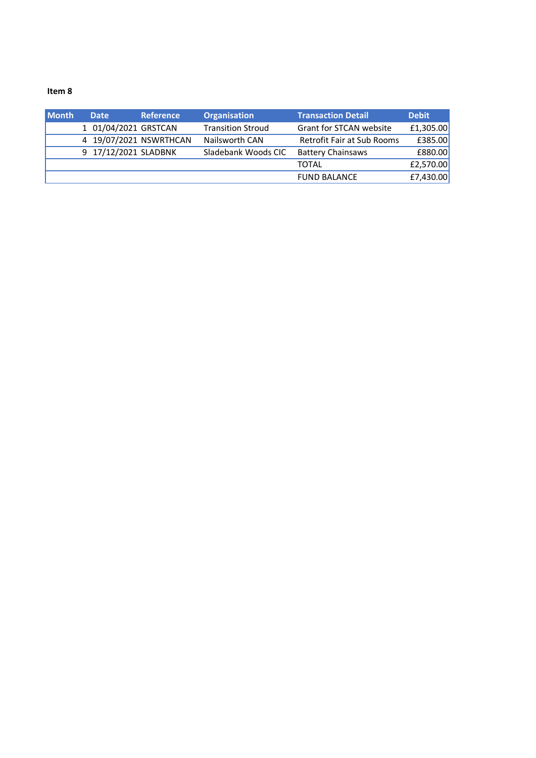**Item 8**

| Month | Date | Reference | Organisation | Transaction Detail | Debit |
|---|---|---|---|---|---|
| 1 | 01/04/2021 | GRSTCAN | Transition Stroud | Grant for STCAN website | £1,305.00 |
| 4 | 19/07/2021 | NSWRTHCAN | Nailsworth CAN | Retrofit Fair at Sub Rooms | £385.00 |
| 9 | 17/12/2021 | SLADBNK | Sladebank Woods CIC | Battery Chainsaws | £880.00 |
| | | | | TOTAL | £2,570.00 |
| | | | | FUND BALANCE | £7,430.00 |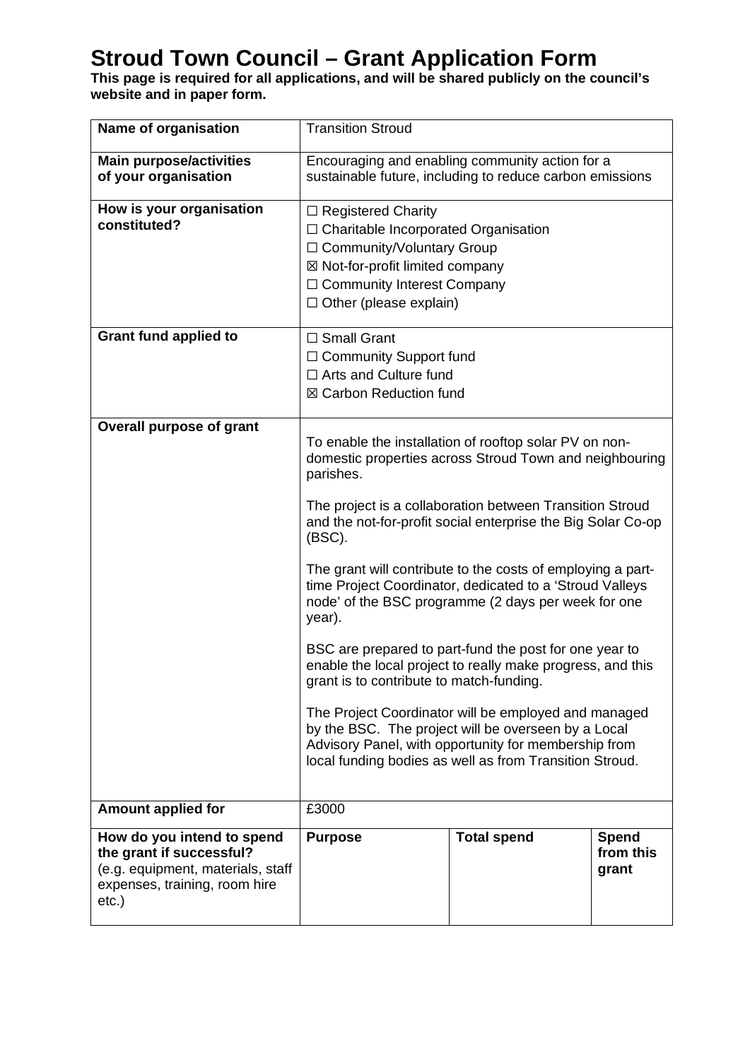# Stroud Town Council – Grant Application Form

**This page is required for all applications, and will be shared publicly on the council's website and in paper form.**

| **Name of organisation** | Transition Stroud | | |
|---|---|---|---|
| **Main purpose/activities of your organisation** | Encouraging and enabling community action for a sustainable future, including to reduce carbon emissions | | |
| **How is your organisation constituted?** | ☐ Registered Charity<br>☐ Charitable Incorporated Organisation<br>☐ Community/Voluntary Group<br>☒ Not-for-profit limited company<br>☐ Community Interest Company<br>☐ Other (please explain) | | |
| **Grant fund applied to** | ☐ Small Grant<br>☐ Community Support fund<br>☐ Arts and Culture fund<br>☒ Carbon Reduction fund | | |
| **Overall purpose of grant** | To enable the installation of rooftop solar PV on non-domestic properties across Stroud Town and neighbouring parishes.<br><br>The project is a collaboration between Transition Stroud and the not-for-profit social enterprise the Big Solar Co-op (BSC).<br><br>The grant will contribute to the costs of employing a part-time Project Coordinator, dedicated to a 'Stroud Valleys node' of the BSC programme (2 days per week for one year).<br><br>BSC are prepared to part-fund the post for one year to enable the local project to really make progress, and this grant is to contribute to match-funding.<br><br>The Project Coordinator will be employed and managed by the BSC. The project will be overseen by a Local Advisory Panel, with opportunity for membership from local funding bodies as well as from Transition Stroud. | | |
| **Amount applied for** | £3000 | | |
| **How do you intend to spend the grant if successful?** (e.g. equipment, materials, staff expenses, training, room hire etc.) | **Purpose** | **Total spend** | **Spend from this grant** |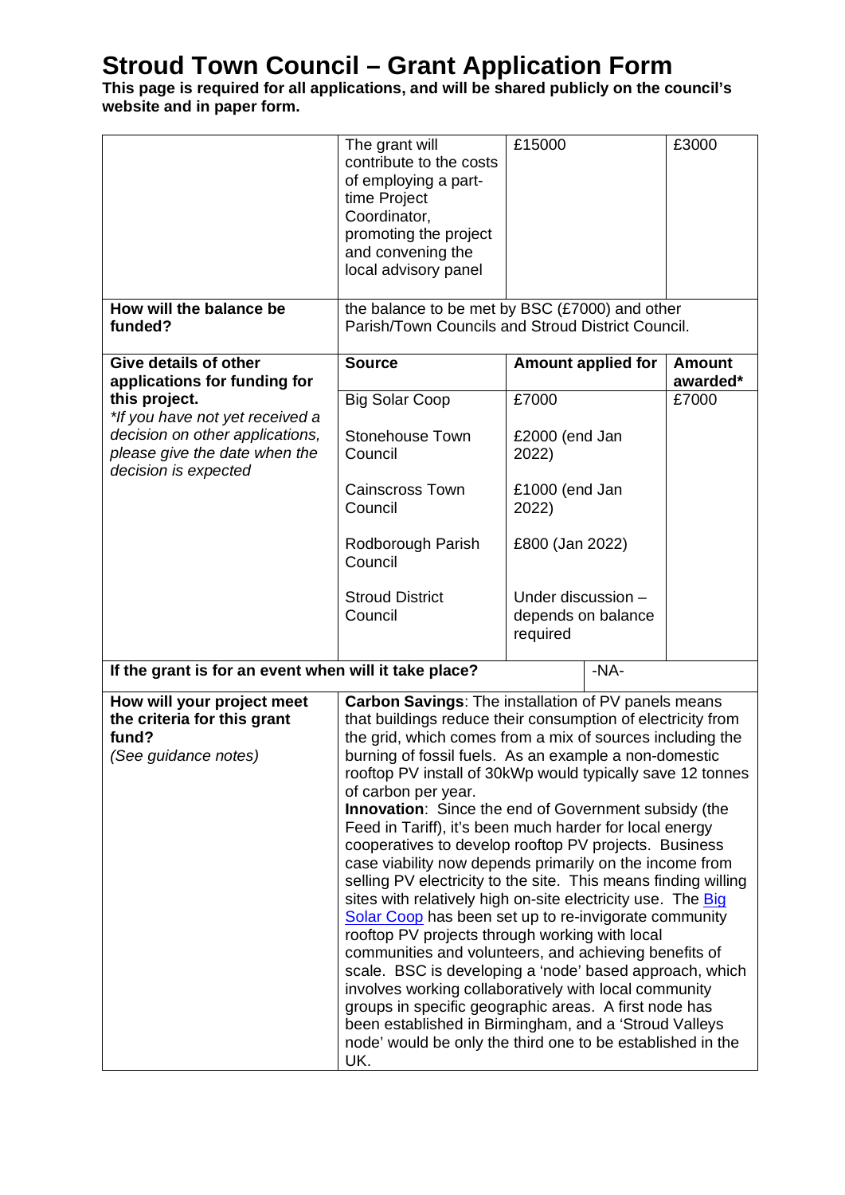# Stroud Town Council – Grant Application Form

**This page is required for all applications, and will be shared publicly on the council's website and in paper form.**

| | | | |
|---|---|---|---|
| | The grant will contribute to the costs of employing a part-time Project Coordinator, promoting the project and convening the local advisory panel | £15000 | £3000 |
| **How will the balance be funded?** | the balance to be met by BSC (£7000) and other Parish/Town Councils and Stroud District Council. | | |
| **Give details of other applications for funding for this project.** *\*If you have not yet received a decision on other applications, please give the date when the decision is expected* | **Source** | **Amount applied for** | **Amount awarded\*** |
| | Big Solar Coop | £7000 | £7000 |
| | Stonehouse Town Council | £2000 (end Jan 2022) | |
| | Cainscross Town Council | £1000 (end Jan 2022) | |
| | Rodborough Parish Council | £800 (Jan 2022) | |
| | Stroud District Council | Under discussion – depends on balance required | |
| **If the grant is for an event when will it take place?** | | -NA- | |
| **How will your project meet the criteria for this grant fund?** *(See guidance notes)* | **Carbon Savings**: The installation of PV panels means that buildings reduce their consumption of electricity from the grid, which comes from a mix of sources including the burning of fossil fuels. As an example a non-domestic rooftop PV install of 30kWp would typically save 12 tonnes of carbon per year. **Innovation**: Since the end of Government subsidy (the Feed in Tariff), it's been much harder for local energy cooperatives to develop rooftop PV projects. Business case viability now depends primarily on the income from selling PV electricity to the site. This means finding willing sites with relatively high on-site electricity use. The Big Solar Coop has been set up to re-invigorate community rooftop PV projects through working with local communities and volunteers, and achieving benefits of scale. BSC is developing a 'node' based approach, which involves working collaboratively with local community groups in specific geographic areas. A first node has been established in Birmingham, and a 'Stroud Valleys node' would be only the third one to be established in the UK. | | |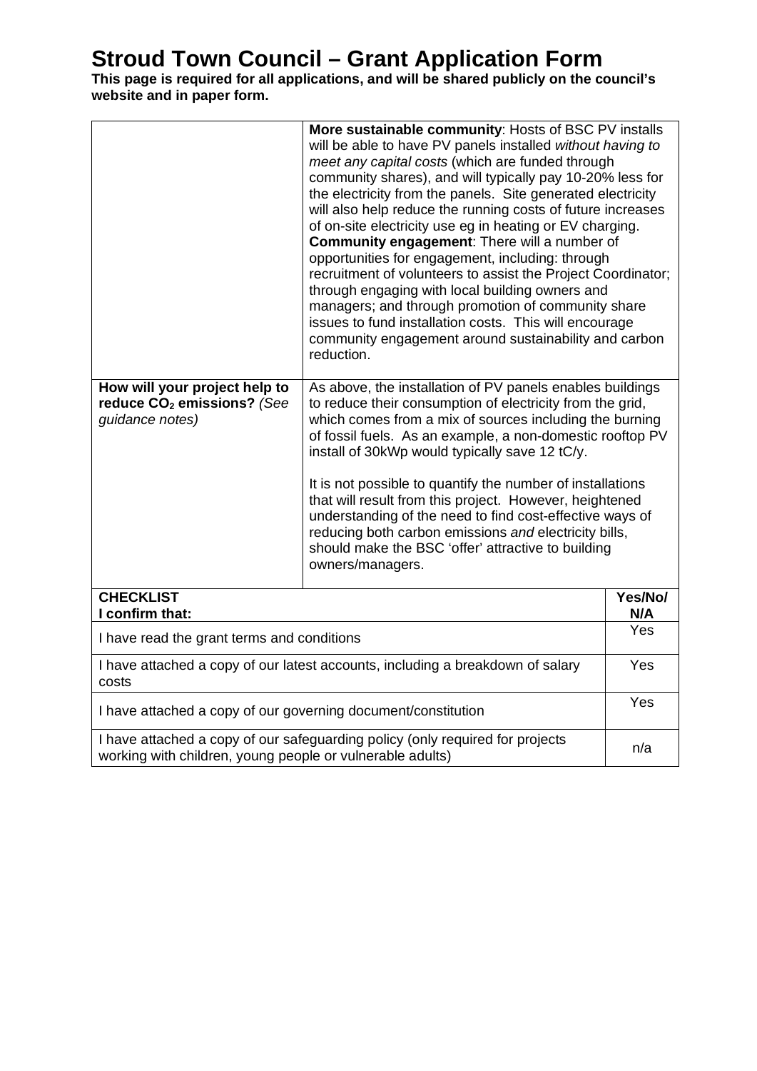# Stroud Town Council – Grant Application Form

**This page is required for all applications, and will be shared publicly on the council's website and in paper form.**

| | |
|---|---|
| | **More sustainable community**: Hosts of BSC PV installs will be able to have PV panels installed *without having to meet any capital costs* (which are funded through community shares), and will typically pay 10-20% less for the electricity from the panels. Site generated electricity will also help reduce the running costs of future increases of on-site electricity use eg in heating or EV charging.<br>**Community engagement**: There will a number of opportunities for engagement, including: through recruitment of volunteers to assist the Project Coordinator; through engaging with local building owners and managers; and through promotion of community share issues to fund installation costs. This will encourage community engagement around sustainability and carbon reduction. |
| **How will your project help to reduce $CO_2$ emissions?** *(See guidance notes)* | As above, the installation of PV panels enables buildings to reduce their consumption of electricity from the grid, which comes from a mix of sources including the burning of fossil fuels. As an example, a non-domestic rooftop PV install of 30kWp would typically save 12 tC/y.<br><br>It is not possible to quantify the number of installations that will result from this project. However, heightened understanding of the need to find cost-effective ways of reducing both carbon emissions *and* electricity bills, should make the BSC 'offer' attractive to building owners/managers. |

| **CHECKLIST**<br>**I confirm that:** | **Yes/No/ N/A** |
|---|---|
| I have read the grant terms and conditions | Yes |
| I have attached a copy of our latest accounts, including a breakdown of salary costs | Yes |
| I have attached a copy of our governing document/constitution | Yes |
| I have attached a copy of our safeguarding policy (only required for projects working with children, young people or vulnerable adults) | n/a |